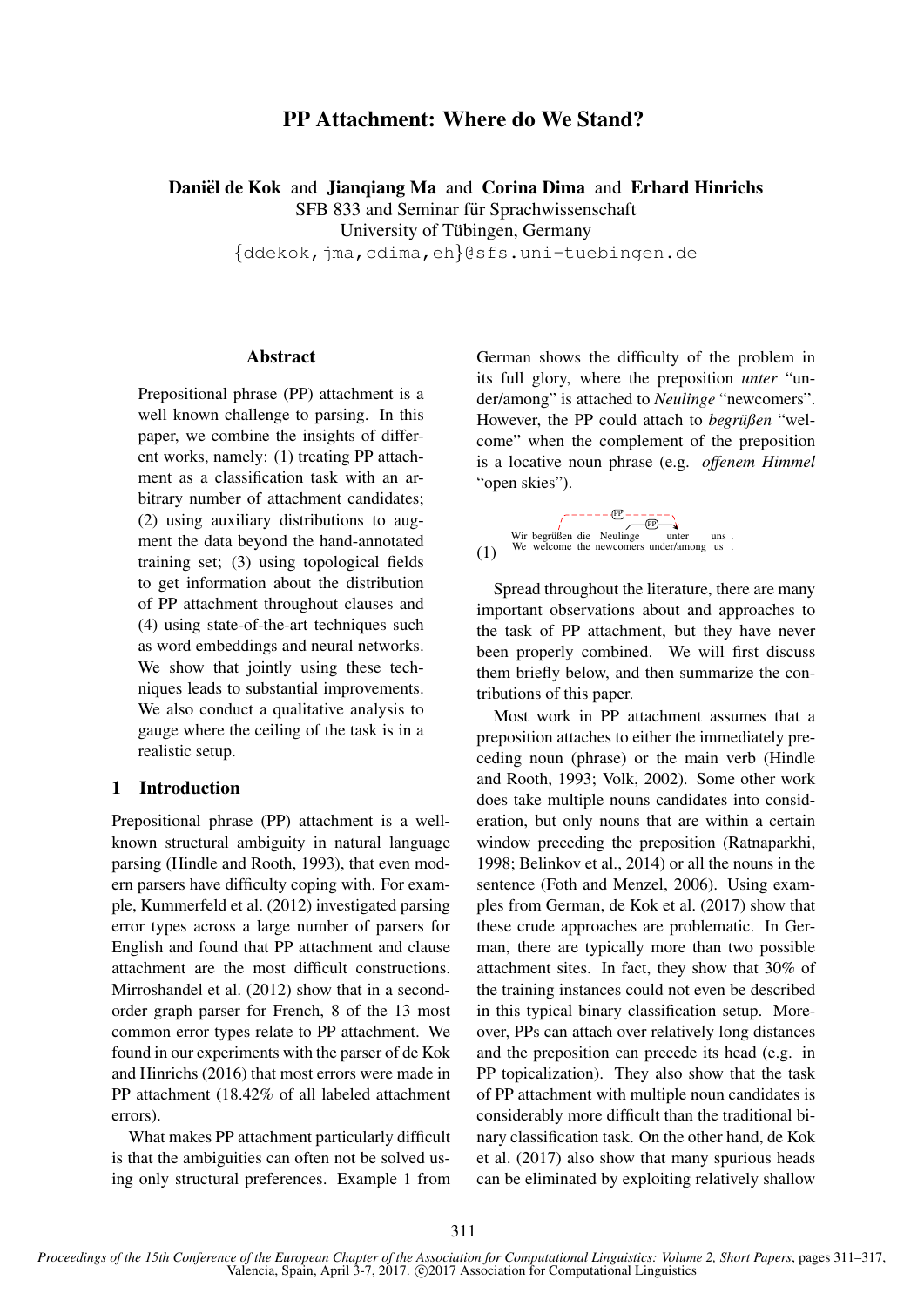# PP Attachment: Where do We Stand?

**Daniël de Kok** and **Jianqiang Ma** and **Corina Dima** and **Erhard Hinrichs**
SFB 833 and Seminar für Sprachwissenschaft
University of Tübingen, Germany
{ddekok,jma,cdima,eh}@sfs.uni-tuebingen.de

## Abstract

Prepositional phrase (PP) attachment is a well known challenge to parsing. In this paper, we combine the insights of different works, namely: (1) treating PP attachment as a classification task with an arbitrary number of attachment candidates; (2) using auxiliary distributions to augment the data beyond the hand-annotated training set; (3) using topological fields to get information about the distribution of PP attachment throughout clauses and (4) using state-of-the-art techniques such as word embeddings and neural networks. We show that jointly using these techniques leads to substantial improvements. We also conduct a qualitative analysis to gauge where the ceiling of the task is in a realistic setup.

## 1 Introduction

Prepositional phrase (PP) attachment is a well-known structural ambiguity in natural language parsing (Hindle and Rooth, 1993), that even modern parsers have difficulty coping with. For example, Kummerfeld et al. (2012) investigated parsing error types across a large number of parsers for English and found that PP attachment and clause attachment are the most difficult constructions. Mirroshandel et al. (2012) show that in a second-order graph parser for French, 8 of the 13 most common error types relate to PP attachment. We found in our experiments with the parser of de Kok and Hinrichs (2016) that most errors were made in PP attachment (18.42% of all labeled attachment errors).

What makes PP attachment particularly difficult is that the ambiguities can often not be solved using only structural preferences. Example 1 from German shows the difficulty of the problem in its full glory, where the preposition *unter* "under/among" is attached to *Neulinge* "newcomers". However, the PP could attach to *begrüßen* "welcome" when the complement of the preposition is a locative noun phrase (e.g. *offenem Himmel* "open skies").

(1) Wir begrüßen die Neulinge unter uns .
We welcome the newcomers under/among us .

Spread throughout the literature, there are many important observations about and approaches to the task of PP attachment, but they have never been properly combined. We will first discuss them briefly below, and then summarize the contributions of this paper.

Most work in PP attachment assumes that a preposition attaches to either the immediately preceding noun (phrase) or the main verb (Hindle and Rooth, 1993; Volk, 2002). Some other work does take multiple nouns candidates into consideration, but only nouns that are within a certain window preceding the preposition (Ratnaparkhi, 1998; Belinkov et al., 2014) or all the nouns in the sentence (Foth and Menzel, 2006). Using examples from German, de Kok et al. (2017) show that these crude approaches are problematic. In German, there are typically more than two possible attachment sites. In fact, they show that 30% of the training instances could not even be described in this typical binary classification setup. Moreover, PPs can attach over relatively long distances and the preposition can precede its head (e.g. in PP topicalization). They also show that the task of PP attachment with multiple noun candidates is considerably more difficult than the traditional binary classification task. On the other hand, de Kok et al. (2017) also show that many spurious heads can be eliminated by exploiting relatively shallow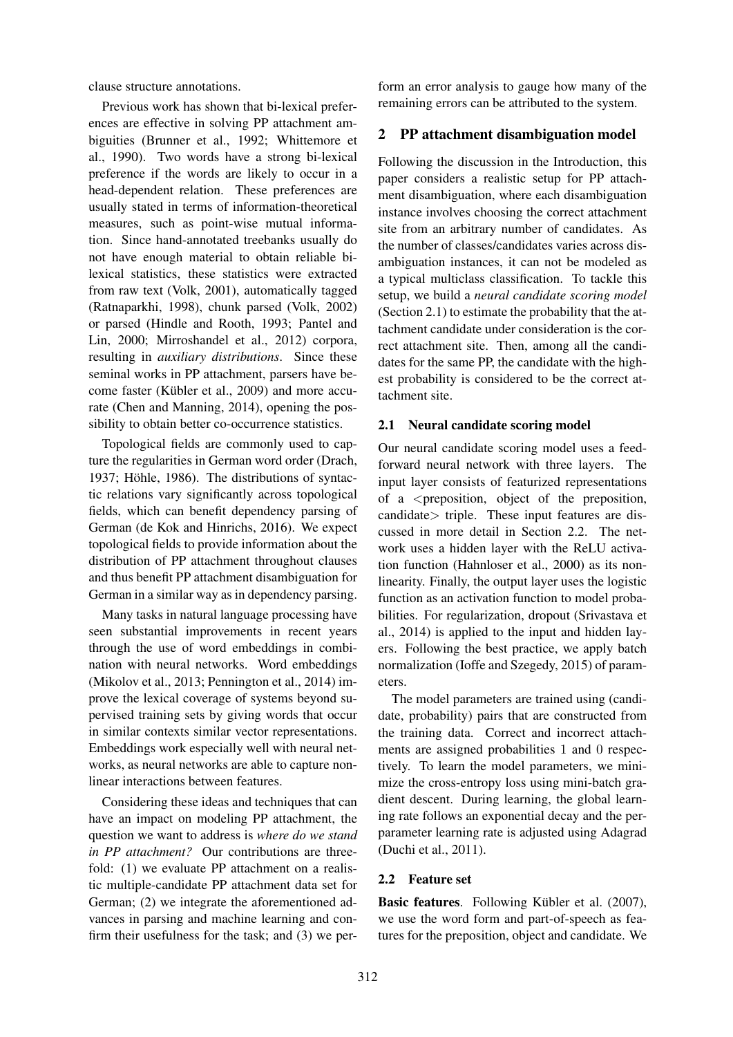clause structure annotations.

Previous work has shown that bi-lexical preferences are effective in solving PP attachment ambiguities (Brunner et al., 1992; Whittemore et al., 1990). Two words have a strong bi-lexical preference if the words are likely to occur in a head-dependent relation. These preferences are usually stated in terms of information-theoretical measures, such as point-wise mutual information. Since hand-annotated treebanks usually do not have enough material to obtain reliable bilexical statistics, these statistics were extracted from raw text (Volk, 2001), automatically tagged (Ratnaparkhi, 1998), chunk parsed (Volk, 2002) or parsed (Hindle and Rooth, 1993; Pantel and Lin, 2000; Mirroshandel et al., 2012) corpora, resulting in *auxiliary distributions*. Since these seminal works in PP attachment, parsers have become faster (Kübler et al., 2009) and more accurate (Chen and Manning, 2014), opening the possibility to obtain better co-occurrence statistics.

Topological fields are commonly used to capture the regularities in German word order (Drach, 1937; Höhle, 1986). The distributions of syntactic relations vary significantly across topological fields, which can benefit dependency parsing of German (de Kok and Hinrichs, 2016). We expect topological fields to provide information about the distribution of PP attachment throughout clauses and thus benefit PP attachment disambiguation for German in a similar way as in dependency parsing.

Many tasks in natural language processing have seen substantial improvements in recent years through the use of word embeddings in combination with neural networks. Word embeddings (Mikolov et al., 2013; Pennington et al., 2014) improve the lexical coverage of systems beyond supervised training sets by giving words that occur in similar contexts similar vector representations. Embeddings work especially well with neural networks, as neural networks are able to capture nonlinear interactions between features.

Considering these ideas and techniques that can have an impact on modeling PP attachment, the question we want to address is *where do we stand in PP attachment?* Our contributions are threefold: (1) we evaluate PP attachment on a realistic multiple-candidate PP attachment data set for German; (2) we integrate the aforementioned advances in parsing and machine learning and confirm their usefulness for the task; and (3) we perform an error analysis to gauge how many of the remaining errors can be attributed to the system.

## 2 PP attachment disambiguation model

Following the discussion in the Introduction, this paper considers a realistic setup for PP attachment disambiguation, where each disambiguation instance involves choosing the correct attachment site from an arbitrary number of candidates. As the number of classes/candidates varies across disambiguation instances, it can not be modeled as a typical multiclass classification. To tackle this setup, we build a *neural candidate scoring model* (Section 2.1) to estimate the probability that the attachment candidate under consideration is the correct attachment site. Then, among all the candidates for the same PP, the candidate with the highest probability is considered to be the correct attachment site.

### 2.1 Neural candidate scoring model

Our neural candidate scoring model uses a feedforward neural network with three layers. The input layer consists of featurized representations of a <preposition, object of the preposition, candidate> triple. These input features are discussed in more detail in Section 2.2. The network uses a hidden layer with the ReLU activation function (Hahnloser et al., 2000) as its nonlinearity. Finally, the output layer uses the logistic function as an activation function to model probabilities. For regularization, dropout (Srivastava et al., 2014) is applied to the input and hidden layers. Following the best practice, we apply batch normalization (Ioffe and Szegedy, 2015) of parameters.

The model parameters are trained using (candidate, probability) pairs that are constructed from the training data. Correct and incorrect attachments are assigned probabilities 1 and 0 respectively. To learn the model parameters, we minimize the cross-entropy loss using mini-batch gradient descent. During learning, the global learning rate follows an exponential decay and the per-parameter learning rate is adjusted using Adagrad (Duchi et al., 2011).

### 2.2 Feature set

**Basic features**. Following Kübler et al. (2007), we use the word form and part-of-speech as features for the preposition, object and candidate. We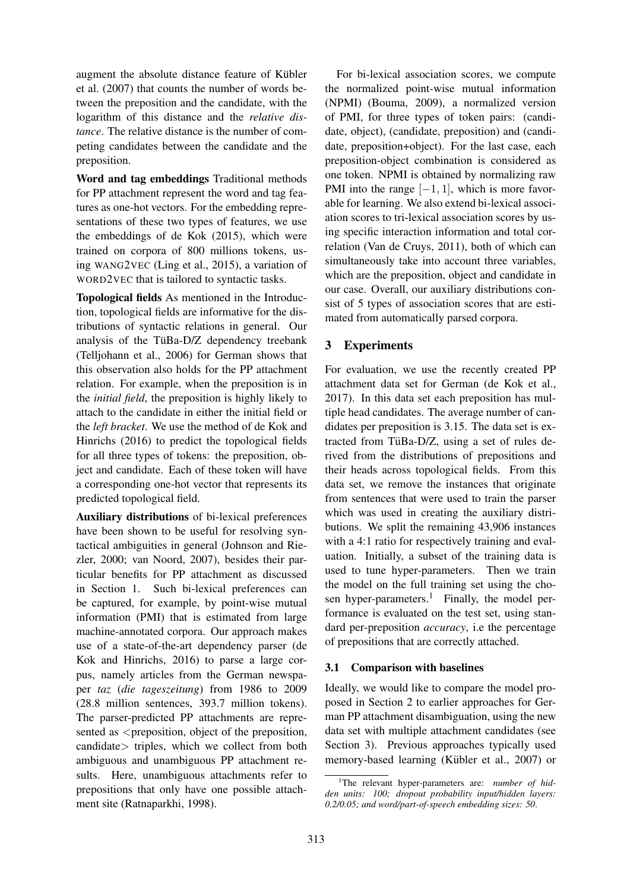augment the absolute distance feature of Kübler et al. (2007) that counts the number of words between the preposition and the candidate, with the logarithm of this distance and the *relative distance*. The relative distance is the number of competing candidates between the candidate and the preposition.

**Word and tag embeddings** Traditional methods for PP attachment represent the word and tag features as one-hot vectors. For the embedding representations of these two types of features, we use the embeddings of de Kok (2015), which were trained on corpora of 800 millions tokens, using WANG2VEC (Ling et al., 2015), a variation of WORD2VEC that is tailored to syntactic tasks.

**Topological fields** As mentioned in the Introduction, topological fields are informative for the distributions of syntactic relations in general. Our analysis of the TüBa-D/Z dependency treebank (Telljohann et al., 2006) for German shows that this observation also holds for the PP attachment relation. For example, when the preposition is in the *initial field*, the preposition is highly likely to attach to the candidate in either the initial field or the *left bracket*. We use the method of de Kok and Hinrichs (2016) to predict the topological fields for all three types of tokens: the preposition, object and candidate. Each of these token will have a corresponding one-hot vector that represents its predicted topological field.

**Auxiliary distributions** of bi-lexical preferences have been shown to be useful for resolving syntactical ambiguities in general (Johnson and Riezler, 2000; van Noord, 2007), besides their particular benefits for PP attachment as discussed in Section 1. Such bi-lexical preferences can be captured, for example, by point-wise mutual information (PMI) that is estimated from large machine-annotated corpora. Our approach makes use of a state-of-the-art dependency parser (de Kok and Hinrichs, 2016) to parse a large corpus, namely articles from the German newspaper *taz* (*die tageszeitung*) from 1986 to 2009 (28.8 million sentences, 393.7 million tokens). The parser-predicted PP attachments are represented as <preposition, object of the preposition, candidate> triples, which we collect from both ambiguous and unambiguous PP attachment results. Here, unambiguous attachments refer to prepositions that only have one possible attachment site (Ratnaparkhi, 1998).

For bi-lexical association scores, we compute the normalized point-wise mutual information (NPMI) (Bouma, 2009), a normalized version of PMI, for three types of token pairs: (candidate, object), (candidate, preposition) and (candidate, preposition+object). For the last case, each preposition-object combination is considered as one token. NPMI is obtained by normalizing raw PMI into the range $[-1, 1]$, which is more favorable for learning. We also extend bi-lexical association scores to tri-lexical association scores by using specific interaction information and total correlation (Van de Cruys, 2011), both of which can simultaneously take into account three variables, which are the preposition, object and candidate in our case. Overall, our auxiliary distributions consist of 5 types of association scores that are estimated from automatically parsed corpora.

## 3 Experiments

For evaluation, we use the recently created PP attachment data set for German (de Kok et al., 2017). In this data set each preposition has multiple head candidates. The average number of candidates per preposition is 3.15. The data set is extracted from TüBa-D/Z, using a set of rules derived from the distributions of prepositions and their heads across topological fields. From this data set, we remove the instances that originate from sentences that were used to train the parser which was used in creating the auxiliary distributions. We split the remaining 43,906 instances with a 4:1 ratio for respectively training and evaluation. Initially, a subset of the training data is used to tune hyper-parameters. Then we train the model on the full training set using the chosen hyper-parameters.[1] Finally, the model performance is evaluated on the test set, using standard per-preposition *accuracy*, i.e the percentage of prepositions that are correctly attached.

### 3.1 Comparison with baselines

Ideally, we would like to compare the model proposed in Section 2 to earlier approaches for German PP attachment disambiguation, using the new data set with multiple attachment candidates (see Section 3). Previous approaches typically used memory-based learning (Kübler et al., 2007) or

[1] The relevant hyper-parameters are: *number of hidden units: 100; dropout probability input/hidden layers: 0.2/0.05; and word/part-of-speech embedding sizes: 50.*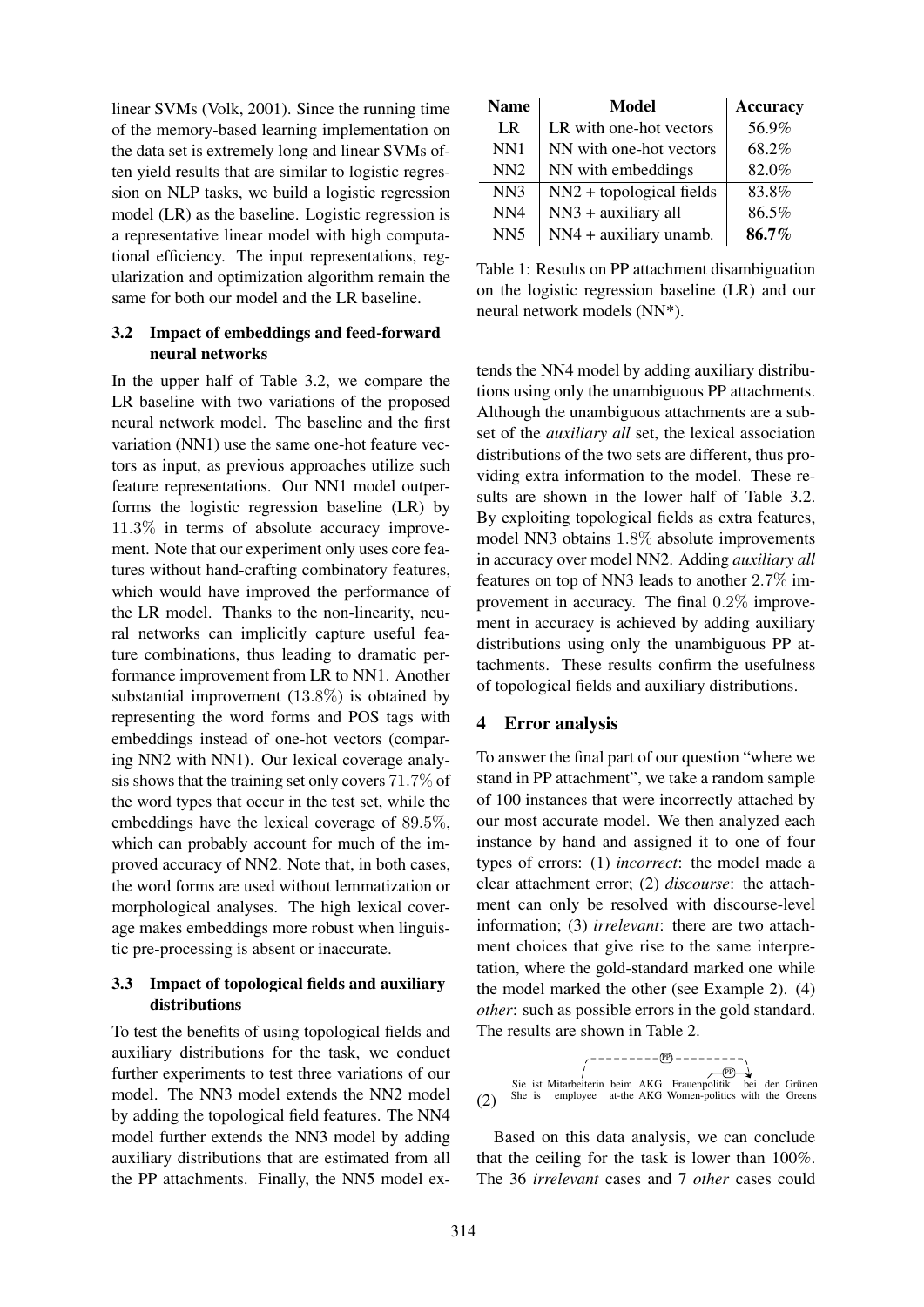linear SVMs (Volk, 2001). Since the running time of the memory-based learning implementation on the data set is extremely long and linear SVMs often yield results that are similar to logistic regression on NLP tasks, we build a logistic regression model (LR) as the baseline. Logistic regression is a representative linear model with high computational efficiency. The input representations, regularization and optimization algorithm remain the same for both our model and the LR baseline.

### 3.2 Impact of embeddings and feed-forward neural networks

In the upper half of Table 3.2, we compare the LR baseline with two variations of the proposed neural network model. The baseline and the first variation (NN1) use the same one-hot feature vectors as input, as previous approaches utilize such feature representations. Our NN1 model outperforms the logistic regression baseline (LR) by 11.3% in terms of absolute accuracy improvement. Note that our experiment only uses core features without hand-crafting combinatory features, which would have improved the performance of the LR model. Thanks to the non-linearity, neural networks can implicitly capture useful feature combinations, thus leading to dramatic performance improvement from LR to NN1. Another substantial improvement (13.8%) is obtained by representing the word forms and POS tags with embeddings instead of one-hot vectors (comparing NN2 with NN1). Our lexical coverage analysis shows that the training set only covers 71.7% of the word types that occur in the test set, while the embeddings have the lexical coverage of 89.5%, which can probably account for much of the improved accuracy of NN2. Note that, in both cases, the word forms are used without lemmatization or morphological analyses. The high lexical coverage makes embeddings more robust when linguistic pre-processing is absent or inaccurate.

### 3.3 Impact of topological fields and auxiliary distributions

To test the benefits of using topological fields and auxiliary distributions for the task, we conduct further experiments to test three variations of our model. The NN3 model extends the NN2 model by adding the topological field features. The NN4 model further extends the NN3 model by adding auxiliary distributions that are estimated from all the PP attachments. Finally, the NN5 model extends the NN4 model by adding auxiliary distributions using only the unambiguous PP attachments. Although the unambiguous attachments are a subset of the *auxiliary all* set, the lexical association distributions of the two sets are different, thus providing extra information to the model. These results are shown in the lower half of Table 3.2. By exploiting topological fields as extra features, model NN3 obtains 1.8% absolute improvements in accuracy over model NN2. Adding *auxiliary all* features on top of NN3 leads to another 2.7% improvement in accuracy. The final 0.2% improvement in accuracy is achieved by adding auxiliary distributions using only the unambiguous PP attachments. These results confirm the usefulness of topological fields and auxiliary distributions.

| Name | Model | Accuracy |
|---|---|---|
| LR | LR with one-hot vectors | 56.9% |
| NN1 | NN with one-hot vectors | 68.2% |
| NN2 | NN with embeddings | 82.0% |
| NN3 | NN2 + topological fields | 83.8% |
| NN4 | NN3 + auxiliary all | 86.5% |
| NN5 | NN4 + auxiliary unamb. | **86.7%** |

Table 1: Results on PP attachment disambiguation on the logistic regression baseline (LR) and our neural network models (NN*).

## 4 Error analysis

To answer the final part of our question "where we stand in PP attachment", we take a random sample of 100 instances that were incorrectly attached by our most accurate model. We then analyzed each instance by hand and assigned it to one of four types of errors: (1) *incorrect*: the model made a clear attachment error; (2) *discourse*: the attachment can only be resolved with discourse-level information; (3) *irrelevant*: there are two attachment choices that give rise to the same interpretation, where the gold-standard marked one while the model marked the other (see Example 2). (4) *other*: such as possible errors in the gold standard. The results are shown in Table 2.

(2) Sie ist Mitarbeiterin beim AKG Frauenpolitik bei den Grünen
She is employee at-the AKG Women-politics with the Greens

Based on this data analysis, we can conclude that the ceiling for the task is lower than 100%. The 36 *irrelevant* cases and 7 *other* cases could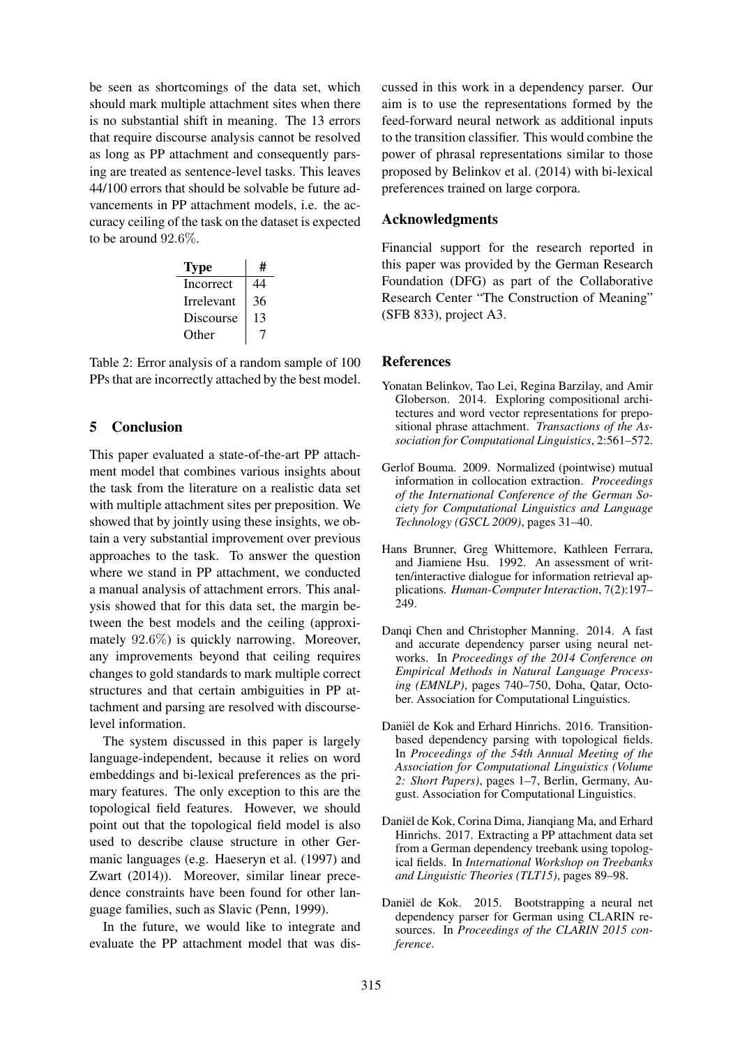be seen as shortcomings of the data set, which should mark multiple attachment sites when there is no substantial shift in meaning. The 13 errors that require discourse analysis cannot be resolved as long as PP attachment and consequently parsing are treated as sentence-level tasks. This leaves 44/100 errors that should be solvable be future advancements in PP attachment models, i.e. the accuracy ceiling of the task on the dataset is expected to be around $92.6\%$.

| Type | # |
|---|---|
| Incorrect | 44 |
| Irrelevant | 36 |
| Discourse | 13 |
| Other | 7 |

Table 2: Error analysis of a random sample of 100 PPs that are incorrectly attached by the best model.

## 5 Conclusion

This paper evaluated a state-of-the-art PP attachment model that combines various insights about the task from the literature on a realistic data set with multiple attachment sites per preposition. We showed that by jointly using these insights, we obtain a very substantial improvement over previous approaches to the task. To answer the question where we stand in PP attachment, we conducted a manual analysis of attachment errors. This analysis showed that for this data set, the margin between the best models and the ceiling (approximately $92.6\%$) is quickly narrowing. Moreover, any improvements beyond that ceiling requires changes to gold standards to mark multiple correct structures and that certain ambiguities in PP attachment and parsing are resolved with discourse-level information.

The system discussed in this paper is largely language-independent, because it relies on word embeddings and bi-lexical preferences as the primary features. The only exception to this are the topological field features. However, we should point out that the topological field model is also used to describe clause structure in other Germanic languages (e.g. Haeseryn et al. (1997) and Zwart (2014)). Moreover, similar linear precedence constraints have been found for other language families, such as Slavic (Penn, 1999).

In the future, we would like to integrate and evaluate the PP attachment model that was discussed in this work in a dependency parser. Our aim is to use the representations formed by the feed-forward neural network as additional inputs to the transition classifier. This would combine the power of phrasal representations similar to those proposed by Belinkov et al. (2014) with bi-lexical preferences trained on large corpora.

## Acknowledgments

Financial support for the research reported in this paper was provided by the German Research Foundation (DFG) as part of the Collaborative Research Center "The Construction of Meaning" (SFB 833), project A3.

## References

Yonatan Belinkov, Tao Lei, Regina Barzilay, and Amir Globerson. 2014. Exploring compositional architectures and word vector representations for prepositional phrase attachment. *Transactions of the Association for Computational Linguistics*, 2:561–572.

Gerlof Bouma. 2009. Normalized (pointwise) mutual information in collocation extraction. *Proceedings of the International Conference of the German Society for Computational Linguistics and Language Technology (GSCL 2009)*, pages 31–40.

Hans Brunner, Greg Whittemore, Kathleen Ferrara, and Jiamiene Hsu. 1992. An assessment of written/interactive dialogue for information retrieval applications. *Human-Computer Interaction*, 7(2):197–249.

Danqi Chen and Christopher Manning. 2014. A fast and accurate dependency parser using neural networks. In *Proceedings of the 2014 Conference on Empirical Methods in Natural Language Processing (EMNLP)*, pages 740–750, Doha, Qatar, October. Association for Computational Linguistics.

Daniël de Kok and Erhard Hinrichs. 2016. Transition-based dependency parsing with topological fields. In *Proceedings of the 54th Annual Meeting of the Association for Computational Linguistics (Volume 2: Short Papers)*, pages 1–7, Berlin, Germany, August. Association for Computational Linguistics.

Daniël de Kok, Corina Dima, Jianqiang Ma, and Erhard Hinrichs. 2017. Extracting a PP attachment data set from a German dependency treebank using topological fields. In *International Workshop on Treebanks and Linguistic Theories (TLT15)*, pages 89–98.

Daniël de Kok. 2015. Bootstrapping a neural net dependency parser for German using CLARIN resources. In *Proceedings of the CLARIN 2015 conference*.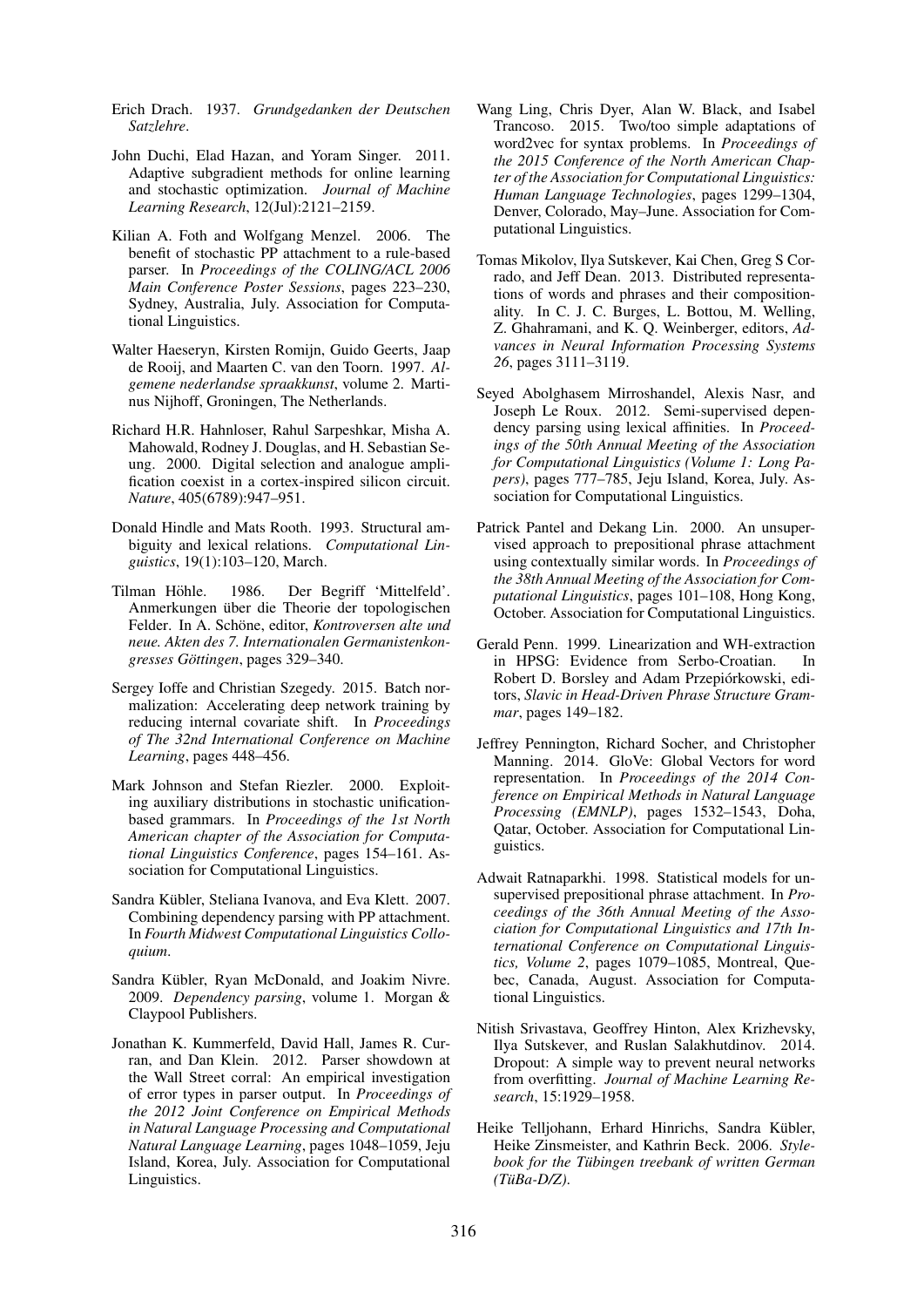Erich Drach. 1937. *Grundgedanken der Deutschen Satzlehre*.

John Duchi, Elad Hazan, and Yoram Singer. 2011. Adaptive subgradient methods for online learning and stochastic optimization. *Journal of Machine Learning Research*, 12(Jul):2121–2159.

Kilian A. Foth and Wolfgang Menzel. 2006. The benefit of stochastic PP attachment to a rule-based parser. In *Proceedings of the COLING/ACL 2006 Main Conference Poster Sessions*, pages 223–230, Sydney, Australia, July. Association for Computational Linguistics.

Walter Haeseryn, Kirsten Romijn, Guido Geerts, Jaap de Rooij, and Maarten C. van den Toorn. 1997. *Algemene nederlandse spraakkunst*, volume 2. Martinus Nijhoff, Groningen, The Netherlands.

Richard H.R. Hahnloser, Rahul Sarpeshkar, Misha A. Mahowald, Rodney J. Douglas, and H. Sebastian Seung. 2000. Digital selection and analogue amplification coexist in a cortex-inspired silicon circuit. *Nature*, 405(6789):947–951.

Donald Hindle and Mats Rooth. 1993. Structural ambiguity and lexical relations. *Computational Linguistics*, 19(1):103–120, March.

Tilman Höhle. 1986. Der Begriff 'Mittelfeld'. Anmerkungen über die Theorie der topologischen Felder. In A. Schöne, editor, *Kontroversen alte und neue. Akten des 7. Internationalen Germanistenkongresses Göttingen*, pages 329–340.

Sergey Ioffe and Christian Szegedy. 2015. Batch normalization: Accelerating deep network training by reducing internal covariate shift. In *Proceedings of The 32nd International Conference on Machine Learning*, pages 448–456.

Mark Johnson and Stefan Riezler. 2000. Exploiting auxiliary distributions in stochastic unification-based grammars. In *Proceedings of the 1st North American chapter of the Association for Computational Linguistics Conference*, pages 154–161. Association for Computational Linguistics.

Sandra Kübler, Steliana Ivanova, and Eva Klett. 2007. Combining dependency parsing with PP attachment. In *Fourth Midwest Computational Linguistics Colloquium*.

Sandra Kübler, Ryan McDonald, and Joakim Nivre. 2009. *Dependency parsing*, volume 1. Morgan & Claypool Publishers.

Jonathan K. Kummerfeld, David Hall, James R. Curran, and Dan Klein. 2012. Parser showdown at the Wall Street corral: An empirical investigation of error types in parser output. In *Proceedings of the 2012 Joint Conference on Empirical Methods in Natural Language Processing and Computational Natural Language Learning*, pages 1048–1059, Jeju Island, Korea, July. Association for Computational Linguistics.

Wang Ling, Chris Dyer, Alan W. Black, and Isabel Trancoso. 2015. Two/too simple adaptations of word2vec for syntax problems. In *Proceedings of the 2015 Conference of the North American Chapter of the Association for Computational Linguistics: Human Language Technologies*, pages 1299–1304, Denver, Colorado, May–June. Association for Computational Linguistics.

Tomas Mikolov, Ilya Sutskever, Kai Chen, Greg S Corrado, and Jeff Dean. 2013. Distributed representations of words and phrases and their compositionality. In C. J. C. Burges, L. Bottou, M. Welling, Z. Ghahramani, and K. Q. Weinberger, editors, *Advances in Neural Information Processing Systems 26*, pages 3111–3119.

Seyed Abolghasem Mirroshandel, Alexis Nasr, and Joseph Le Roux. 2012. Semi-supervised dependency parsing using lexical affinities. In *Proceedings of the 50th Annual Meeting of the Association for Computational Linguistics (Volume 1: Long Papers)*, pages 777–785, Jeju Island, Korea, July. Association for Computational Linguistics.

Patrick Pantel and Dekang Lin. 2000. An unsupervised approach to prepositional phrase attachment using contextually similar words. In *Proceedings of the 38th Annual Meeting of the Association for Computational Linguistics*, pages 101–108, Hong Kong, October. Association for Computational Linguistics.

Gerald Penn. 1999. Linearization and WH-extraction in HPSG: Evidence from Serbo-Croatian. In Robert D. Borsley and Adam Przepiórkowski, editors, *Slavic in Head-Driven Phrase Structure Grammar*, pages 149–182.

Jeffrey Pennington, Richard Socher, and Christopher Manning. 2014. GloVe: Global Vectors for word representation. In *Proceedings of the 2014 Conference on Empirical Methods in Natural Language Processing (EMNLP)*, pages 1532–1543, Doha, Qatar, October. Association for Computational Linguistics.

Adwait Ratnaparkhi. 1998. Statistical models for unsupervised prepositional phrase attachment. In *Proceedings of the 36th Annual Meeting of the Association for Computational Linguistics and 17th International Conference on Computational Linguistics, Volume 2*, pages 1079–1085, Montreal, Quebec, Canada, August. Association for Computational Linguistics.

Nitish Srivastava, Geoffrey Hinton, Alex Krizhevsky, Ilya Sutskever, and Ruslan Salakhutdinov. 2014. Dropout: A simple way to prevent neural networks from overfitting. *Journal of Machine Learning Research*, 15:1929–1958.

Heike Telljohann, Erhard Hinrichs, Sandra Kübler, Heike Zinsmeister, and Kathrin Beck. 2006. *Stylebook for the Tübingen treebank of written German (TüBa-D/Z)*.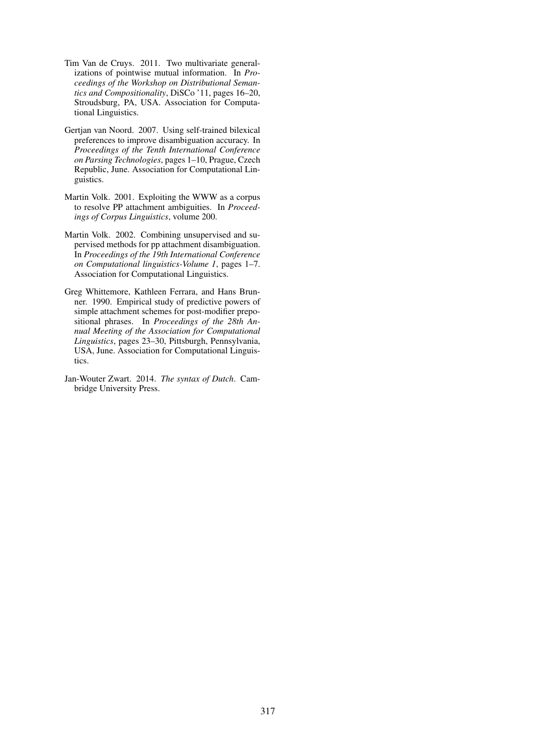Tim Van de Cruys. 2011. Two multivariate generalizations of pointwise mutual information. In *Proceedings of the Workshop on Distributional Semantics and Compositionality*, DiSCo '11, pages 16–20, Stroudsburg, PA, USA. Association for Computational Linguistics.

Gertjan van Noord. 2007. Using self-trained bilexical preferences to improve disambiguation accuracy. In *Proceedings of the Tenth International Conference on Parsing Technologies*, pages 1–10, Prague, Czech Republic, June. Association for Computational Linguistics.

Martin Volk. 2001. Exploiting the WWW as a corpus to resolve PP attachment ambiguities. In *Proceedings of Corpus Linguistics*, volume 200.

Martin Volk. 2002. Combining unsupervised and supervised methods for pp attachment disambiguation. In *Proceedings of the 19th International Conference on Computational linguistics-Volume 1*, pages 1–7. Association for Computational Linguistics.

Greg Whittemore, Kathleen Ferrara, and Hans Brunner. 1990. Empirical study of predictive powers of simple attachment schemes for post-modifier prepositional phrases. In *Proceedings of the 28th Annual Meeting of the Association for Computational Linguistics*, pages 23–30, Pittsburgh, Pennsylvania, USA, June. Association for Computational Linguistics.

Jan-Wouter Zwart. 2014. *The syntax of Dutch*. Cambridge University Press.